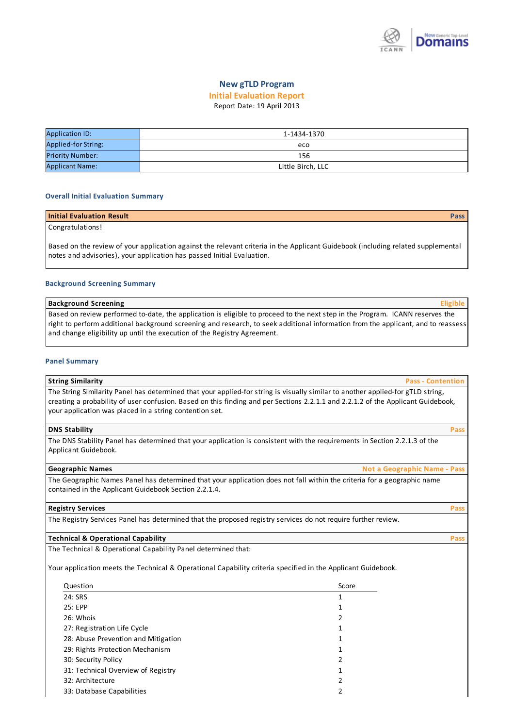# New gTLD Program

## Initial Evaluation Report

Report Date: 19 April 2013

| | |
|---|---|
| Application ID: | 1-1434-1370 |
| Applied-for String: | eco |
| Priority Number: | 156 |
| Applicant Name: | Little Birch, LLC |

### Overall Initial Evaluation Summary

**Initial Evaluation Result** — **Pass**

Congratulations!

Based on the review of your application against the relevant criteria in the Applicant Guidebook (including related supplemental notes and advisories), your application has passed Initial Evaluation.

### Background Screening Summary

**Background Screening** — **Eligible**

Based on review performed to-date, the application is eligible to proceed to the next step in the Program. ICANN reserves the right to perform additional background screening and research, to seek additional information from the applicant, and to reassess and change eligibility up until the execution of the Registry Agreement.

### Panel Summary

**String Similarity** — **Pass - Contention**

The String Similarity Panel has determined that your applied-for string is visually similar to another applied-for gTLD string, creating a probability of user confusion. Based on this finding and per Sections 2.2.1.1 and 2.2.1.2 of the Applicant Guidebook, your application was placed in a string contention set.

**DNS Stability** — **Pass**

The DNS Stability Panel has determined that your application is consistent with the requirements in Section 2.2.1.3 of the Applicant Guidebook.

**Geographic Names** — **Not a Geographic Name - Pass**

The Geographic Names Panel has determined that your application does not fall within the criteria for a geographic name contained in the Applicant Guidebook Section 2.2.1.4.

**Registry Services** — **Pass**

The Registry Services Panel has determined that the proposed registry services do not require further review.

**Technical & Operational Capability** — **Pass**

The Technical & Operational Capability Panel determined that:

Your application meets the Technical & Operational Capability criteria specified in the Applicant Guidebook.

| Question | Score |
|---|---|
| 24: SRS | 1 |
| 25: EPP | 1 |
| 26: Whois | 2 |
| 27: Registration Life Cycle | 1 |
| 28: Abuse Prevention and Mitigation | 1 |
| 29: Rights Protection Mechanism | 1 |
| 30: Security Policy | 2 |
| 31: Technical Overview of Registry | 1 |
| 32: Architecture | 2 |
| 33: Database Capabilities | 2 |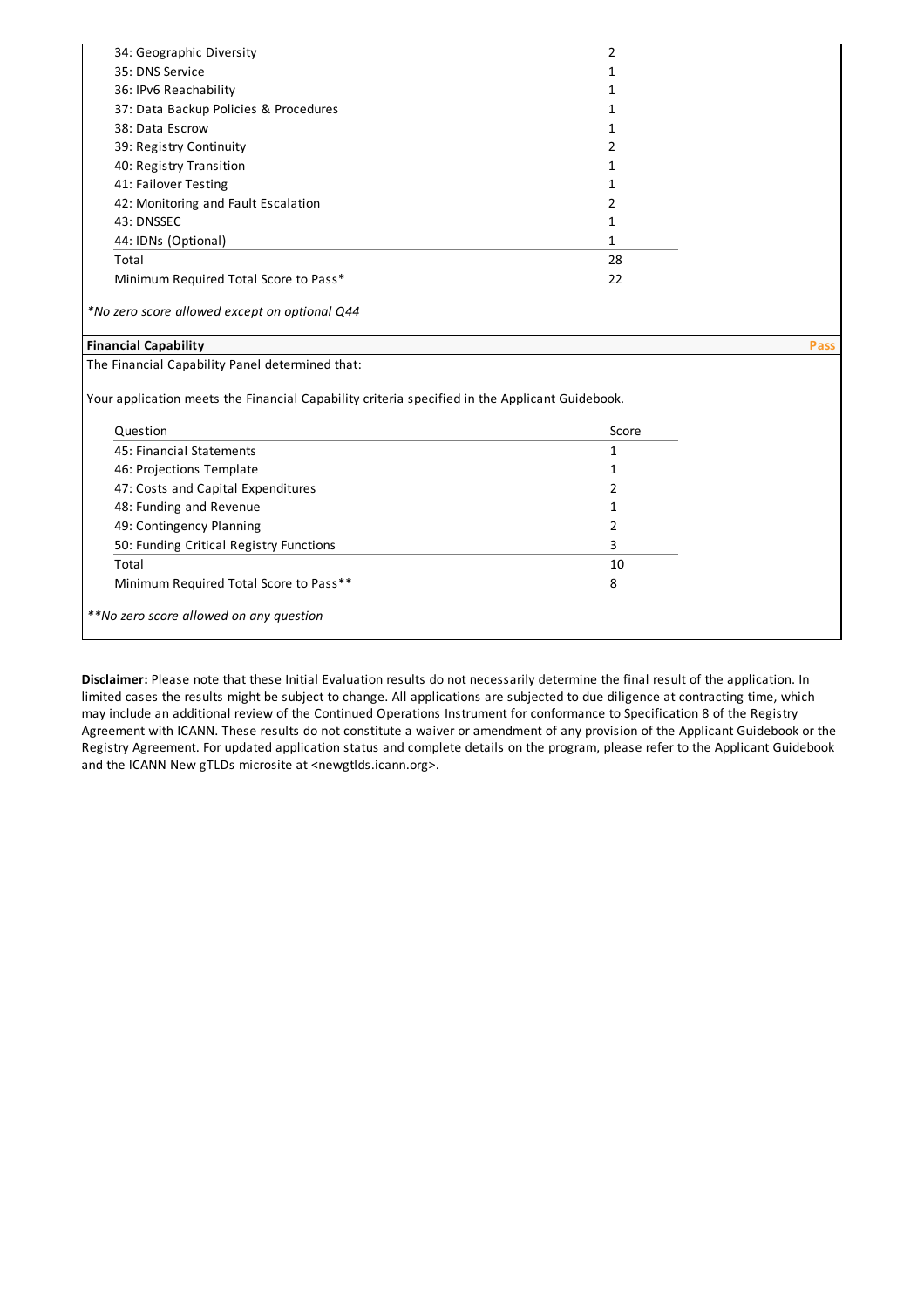| | |
|---|---|
| 34: Geographic Diversity | 2 |
| 35: DNS Service | 1 |
| 36: IPv6 Reachability | 1 |
| 37: Data Backup Policies & Procedures | 1 |
| 38: Data Escrow | 1 |
| 39: Registry Continuity | 2 |
| 40: Registry Transition | 1 |
| 41: Failover Testing | 1 |
| 42: Monitoring and Fault Escalation | 2 |
| 43: DNSSEC | 1 |
| 44: IDNs (Optional) | 1 |
| Total | 28 |
| Minimum Required Total Score to Pass* | 22 |

*\*No zero score allowed except on optional Q44*

**Financial Capability** — Pass

The Financial Capability Panel determined that:

Your application meets the Financial Capability criteria specified in the Applicant Guidebook.

| Question | Score |
|---|---|
| 45: Financial Statements | 1 |
| 46: Projections Template | 1 |
| 47: Costs and Capital Expenditures | 2 |
| 48: Funding and Revenue | 1 |
| 49: Contingency Planning | 2 |
| 50: Funding Critical Registry Functions | 3 |
| Total | 10 |
| Minimum Required Total Score to Pass** | 8 |

*\*\*No zero score allowed on any question*

**Disclaimer:** Please note that these Initial Evaluation results do not necessarily determine the final result of the application. In limited cases the results might be subject to change. All applications are subjected to due diligence at contracting time, which may include an additional review of the Continued Operations Instrument for conformance to Specification 8 of the Registry Agreement with ICANN. These results do not constitute a waiver or amendment of any provision of the Applicant Guidebook or the Registry Agreement. For updated application status and complete details on the program, please refer to the Applicant Guidebook and the ICANN New gTLDs microsite at <newgtlds.icann.org>.